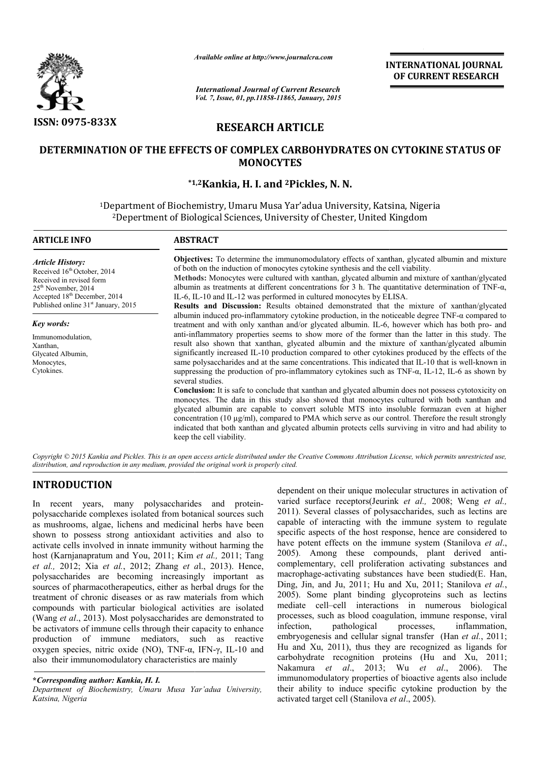Available online at http://www.journalcra.com

*International Journal of Current Research*

ISSN: 0975-833X

INTERNATIONAL JOURNAL OF CURRENT RESEARCH

# RESEARCH ARTICLE

# DETERMINATION OF THE EFFECTS OF COMPLEX CARBOHYDRATES ON CYTOKINE STATUS OF MONOCYTES

**\*[1,2]Kankia, H. I. and [2]Pickles, N. N.**

[1]Department of Biochemistry, Umaru Musa Yar'adua University, Katsina, Nigeria
[2]Depertment of Biological Sciences, University of Chester, United Kingdom

## ARTICLE INFO

*Article History:*
Received 16th October, 2014
Received in revised form
25th November, 2014
Accepted 18th December, 2014
Published online 31st January, 2015

*Key words:*
Immunomodulation,
Xanthan,
Glycated Albumin,
Monocytes,
Cytokines.

## ABSTRACT

**Objectives:** To determine the immunomodulatory effects of xanthan, glycated albumin and mixture of both on the induction of monocytes cytokine synthesis and the cell viability.

**Methods:** Monocytes were cultured with xanthan, glycated albumin and mixture of xanthan/glycated albumin as treatments at different concentrations for 3 h. The quantitative determination of TNF-α, IL-6, IL-10 and IL-12 was performed in cultured monocytes by ELISA.

**Results and Discussion:** Results obtained demonstrated that the mixture of xanthan/glycated albumin induced pro-inflammatory cytokine production, in the noticeable degree TNF-α compared to treatment and with only xanthan and/or glycated albumin. IL-6, however which has both pro- and anti-inflammatory properties seems to show more of the former than the latter in this study. The result also shown that xanthan, glycated albumin and the mixture of xanthan/glycated albumin significantly increased IL-10 production compared to other cytokines produced by the effects of the same polysaccharides and at the same concentrations. This indicated that IL-10 that is well-known in suppressing the production of pro-inflammatory cytokines such as TNF-α, IL-12, IL-6 as shown by several studies.

**Conclusion:** It is safe to conclude that xanthan and glycated albumin does not possess cytotoxicity on monocytes. The data in this study also showed that monocytes cultured with both xanthan and glycated albumin are capable to convert soluble MTS into insoluble formazan even at higher concentration (10 µg/ml), compared to PMA which serve as our control. Therefore the result strongly indicated that both xanthan and glycated albumin protects cells surviving in vitro and had ability to keep the cell viability.

*Copyright © 2015 Kankia and Pickles. This is an open access article distributed under the Creative Commons Attribution License, which permits unrestricted use, distribution, and reproduction in any medium, provided the original work is properly cited.*

## INTRODUCTION

In recent years, many polysaccharides and protein-polysaccharide complexes isolated from botanical sources such as mushrooms, algae, lichens and medicinal herbs have been shown to possess strong antioxidant activities and also to activate cells involved in innate immunity without harming the host (Karnjanapratum and You, 2011; Kim *et al.,* 2011; Tang *et al.,* 2012; Xia *et al.*, 2012; Zhang *et a*l., 2013). Hence, polysaccharides are becoming increasingly important as sources of pharmacotherapeutics, either as herbal drugs for the treatment of chronic diseases or as raw materials from which compounds with particular biological activities are isolated (Wang *et al*., 2013). Most polysaccharides are demonstrated to be activators of immune cells through their capacity to enhance production of immune mediators, such as reactive oxygen species, nitric oxide (NO), TNF-α, IFN-γ, IL-10 and also their immunomodulatory characteristics are mainly dependent on their unique molecular structures in activation of varied surface receptors(Jeurink *et al.,* 2008; Weng *et al.,* 2011). Several classes of polysaccharides, such as lectins are capable of interacting with the immune system to regulate specific aspects of the host response, hence are considered to have potent effects on the immune system (Stanilova *et al*., 2005). Among these compounds, plant derived anti-complementary, cell proliferation activating substances and macrophage-activating substances have been studied(E. Han, Ding, Jin, and Ju, 2011; Hu and Xu, 2011; Stanilova *et al.*, 2005). Some plant binding glycoproteins such as lectins mediate cell–cell interactions in numerous biological processes, such as blood coagulation, immune response, viral infection, pathological processes, inflammation, embryogenesis and cellular signal transfer (Han *et al.*, 2011; Hu and Xu, 2011), thus they are recognized as ligands for carbohydrate recognition proteins (Hu and Xu, 2011; Nakamura *et al*., 2013; Wu *et al*., 2006). The immunomodulatory properties of bioactive agents also include their ability to induce specific cytokine production by the activated target cell (Stanilova *et al*., 2005).

***Corresponding author: Kankia, H. I.**
*Department of Biochemistry, Umaru Musa Yar'adua University, Katsina, Nigeria*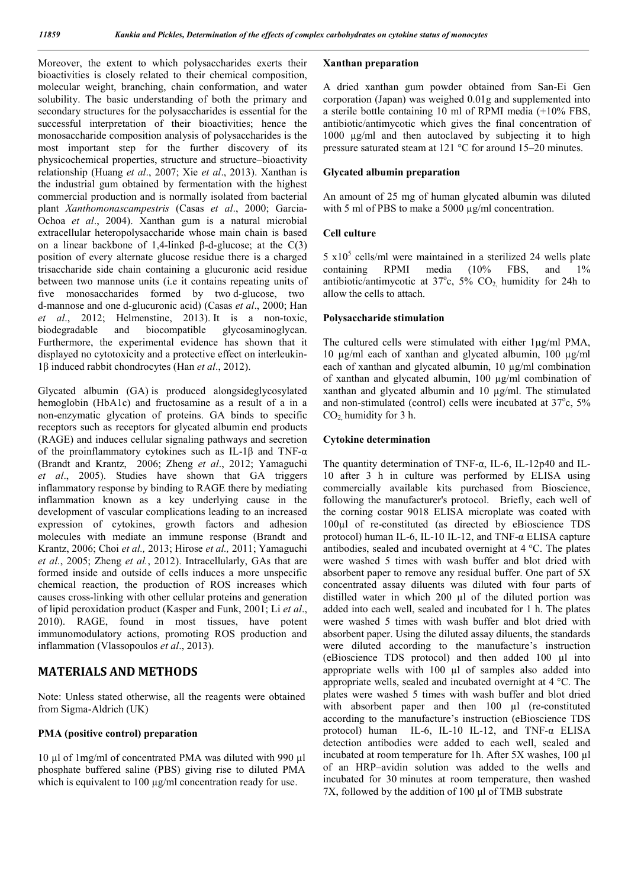Moreover, the extent to which polysaccharides exerts their bioactivities is closely related to their chemical composition, molecular weight, branching, chain conformation, and water solubility. The basic understanding of both the primary and secondary structures for the polysaccharides is essential for the successful interpretation of their bioactivities; hence the monosaccharide composition analysis of polysaccharides is the most important step for the further discovery of its physicochemical properties, structure and structure–bioactivity relationship (Huang *et al*., 2007; Xie *et al*., 2013). Xanthan is the industrial gum obtained by fermentation with the highest commercial production and is normally isolated from bacterial plant *Xanthomonascampestris* (Casas *et al*., 2000; Garcia-Ochoa *et al*., 2004). Xanthan gum is a natural microbial extracellular heteropolysaccharide whose main chain is based on a linear backbone of 1,4-linked β-d-glucose; at the C(3) position of every alternate glucose residue there is a charged trisaccharide side chain containing a glucuronic acid residue between two mannose units (i.e it contains repeating units of five monosaccharides formed by two d-glucose, two d-mannose and one d-glucuronic acid) (Casas *et al*., 2000; Han *et al*., 2012; Helmenstine, 2013). It is a non-toxic, biodegradable and biocompatible glycosaminoglycan. Furthermore, the experimental evidence has shown that it displayed no cytotoxicity and a protective effect on interleukin-1β induced rabbit chondrocytes (Han *et al*., 2012).

Glycated albumin (GA) is produced alongsideglycosylated hemoglobin (HbA1c) and fructosamine as a result of a in a non-enzymatic glycation of proteins. GA binds to specific receptors such as receptors for glycated albumin end products (RAGE) and induces cellular signaling pathways and secretion of the proinflammatory cytokines such as IL-1β and TNF-α (Brandt and Krantz, 2006; Zheng *et al*., 2012; Yamaguchi *et al*., 2005). Studies have shown that GA triggers inflammatory response by binding to RAGE there by mediating inflammation known as a key underlying cause in the development of vascular complications leading to an increased expression of cytokines, growth factors and adhesion molecules with mediate an immune response (Brandt and Krantz, 2006; Choi *et al.,* 2013; Hirose *et al.,* 2011; Yamaguchi *et al.*, 2005; Zheng *et al.*, 2012). Intracellularly, GAs that are formed inside and outside of cells induces a more unspecific chemical reaction, the production of ROS increases which causes cross-linking with other cellular proteins and generation of lipid peroxidation product (Kasper and Funk, 2001; Li *et al*., 2010). RAGE, found in most tissues, have potent immunomodulatory actions, promoting ROS production and inflammation (Vlassopoulos *et al*., 2013).

## MATERIALS AND METHODS

Note: Unless stated otherwise, all the reagents were obtained from Sigma-Aldrich (UK)

### PMA (positive control) preparation

10 µl of 1mg/ml of concentrated PMA was diluted with 990 µl phosphate buffered saline (PBS) giving rise to diluted PMA which is equivalent to 100 µg/ml concentration ready for use.

### Xanthan preparation

A dried xanthan gum powder obtained from San-Ei Gen corporation (Japan) was weighed 0.01g and supplemented into a sterile bottle containing 10 ml of RPMI media (+10% FBS, antibiotic/antimycotic which gives the final concentration of 1000 µg/ml and then autoclaved by subjecting it to high pressure saturated steam at 121 °C for around 15–20 minutes.

### Glycated albumin preparation

An amount of 25 mg of human glycated albumin was diluted with 5 ml of PBS to make a 5000 µg/ml concentration.

### Cell culture

$5 \times 10^5$ cells/ml were maintained in a sterilized 24 wells plate containing RPMI media (10% FBS, and 1% antibiotic/antimycotic at 37°c, 5% $CO_2$ humidity for 24h to allow the cells to attach.

### Polysaccharide stimulation

The cultured cells were stimulated with either 1µg/ml PMA, 10 µg/ml each of xanthan and glycated albumin, 100 µg/ml each of xanthan and glycated albumin, 10 µg/ml combination of xanthan and glycated albumin, 100 µg/ml combination of xanthan and glycated albumin and 10 µg/ml. The stimulated and non-stimulated (control) cells were incubated at 37°c, 5% $CO_2$ humidity for 3 h.

### Cytokine determination

The quantity determination of TNF-α, IL-6, IL-12p40 and IL-10 after 3 h in culture was performed by ELISA using commercially available kits purchased from Bioscience, following the manufacturer's protocol. Briefly, each well of the corning costar 9018 ELISA microplate was coated with 100µl of re-constituted (as directed by eBioscience TDS protocol) human IL-6, IL-10 IL-12, and TNF-α ELISA capture antibodies, sealed and incubated overnight at 4 °C. The plates were washed 5 times with wash buffer and blot dried with absorbent paper to remove any residual buffer. One part of 5X concentrated assay diluents was diluted with four parts of distilled water in which 200 µl of the diluted portion was added into each well, sealed and incubated for 1 h. The plates were washed 5 times with wash buffer and blot dried with absorbent paper. Using the diluted assay diluents, the standards were diluted according to the manufacture's instruction (eBioscience TDS protocol) and then added 100 µl into appropriate wells with 100 µl of samples also added into appropriate wells, sealed and incubated overnight at 4 °C. The plates were washed 5 times with wash buffer and blot dried with absorbent paper and then 100 µl (re-constituted according to the manufacture's instruction (eBioscience TDS protocol) human IL-6, IL-10 IL-12, and TNF-α ELISA detection antibodies were added to each well, sealed and incubated at room temperature for 1h. After 5X washes, 100 µl of an HRP–avidin solution was added to the wells and incubated for 30 minutes at room temperature, then washed 7X, followed by the addition of 100 µl of TMB substrate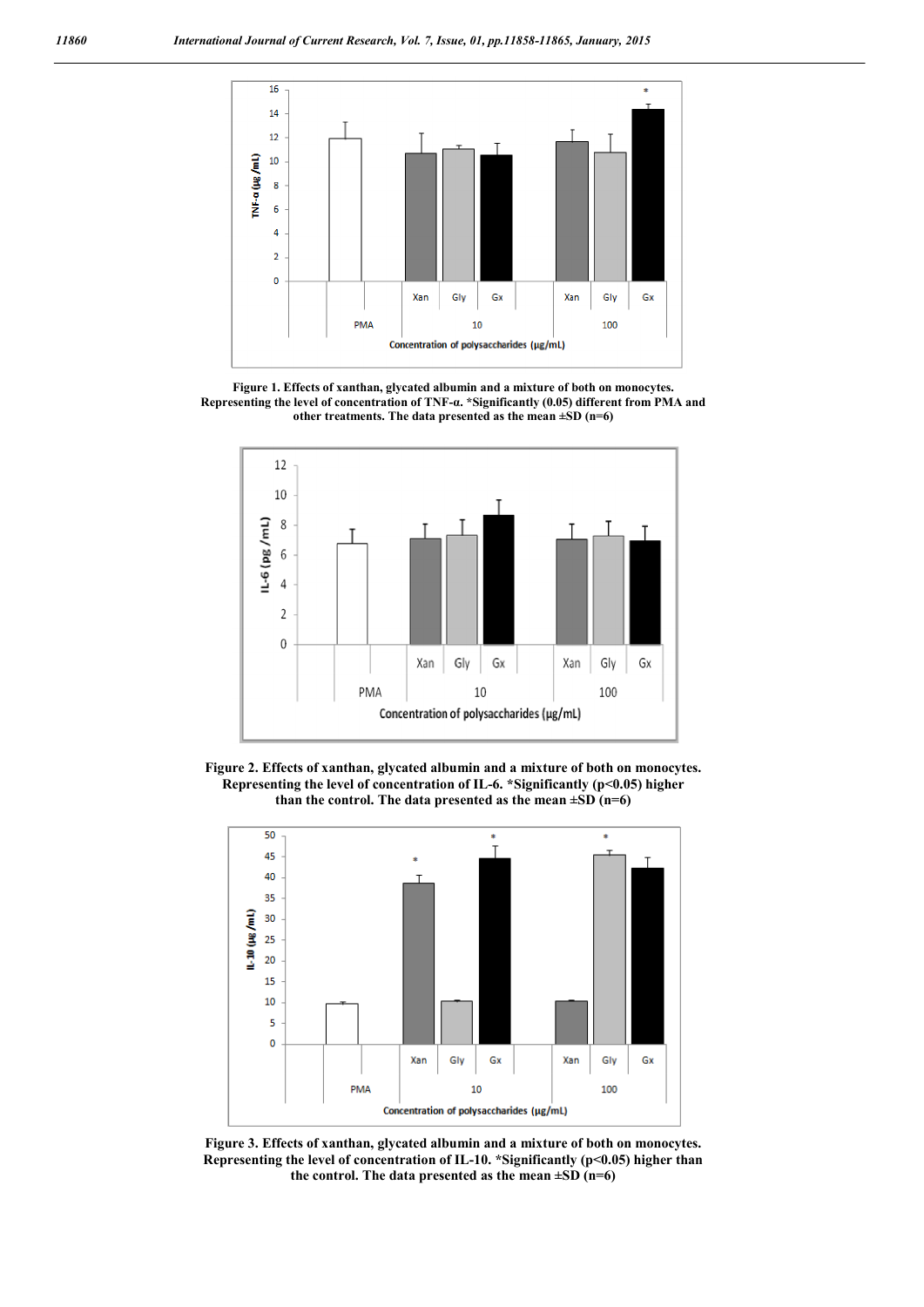**Figure 1. Effects of xanthan, glycated albumin and a mixture of both on monocytes. Representing the level of concentration of TNF-α. *Significantly (0.05) different from PMA and other treatments. The data presented as the mean ±SD (n=6)**

**Figure 2. Effects of xanthan, glycated albumin and a mixture of both on monocytes. Representing the level of concentration of IL-6. *Significantly ($p<0.05$) higher than the control. The data presented as the mean ±SD (n=6)**

**Figure 3. Effects of xanthan, glycated albumin and a mixture of both on monocytes. Representing the level of concentration of IL-10. *Significantly ($p<0.05$) higher than the control. The data presented as the mean ±SD (n=6)**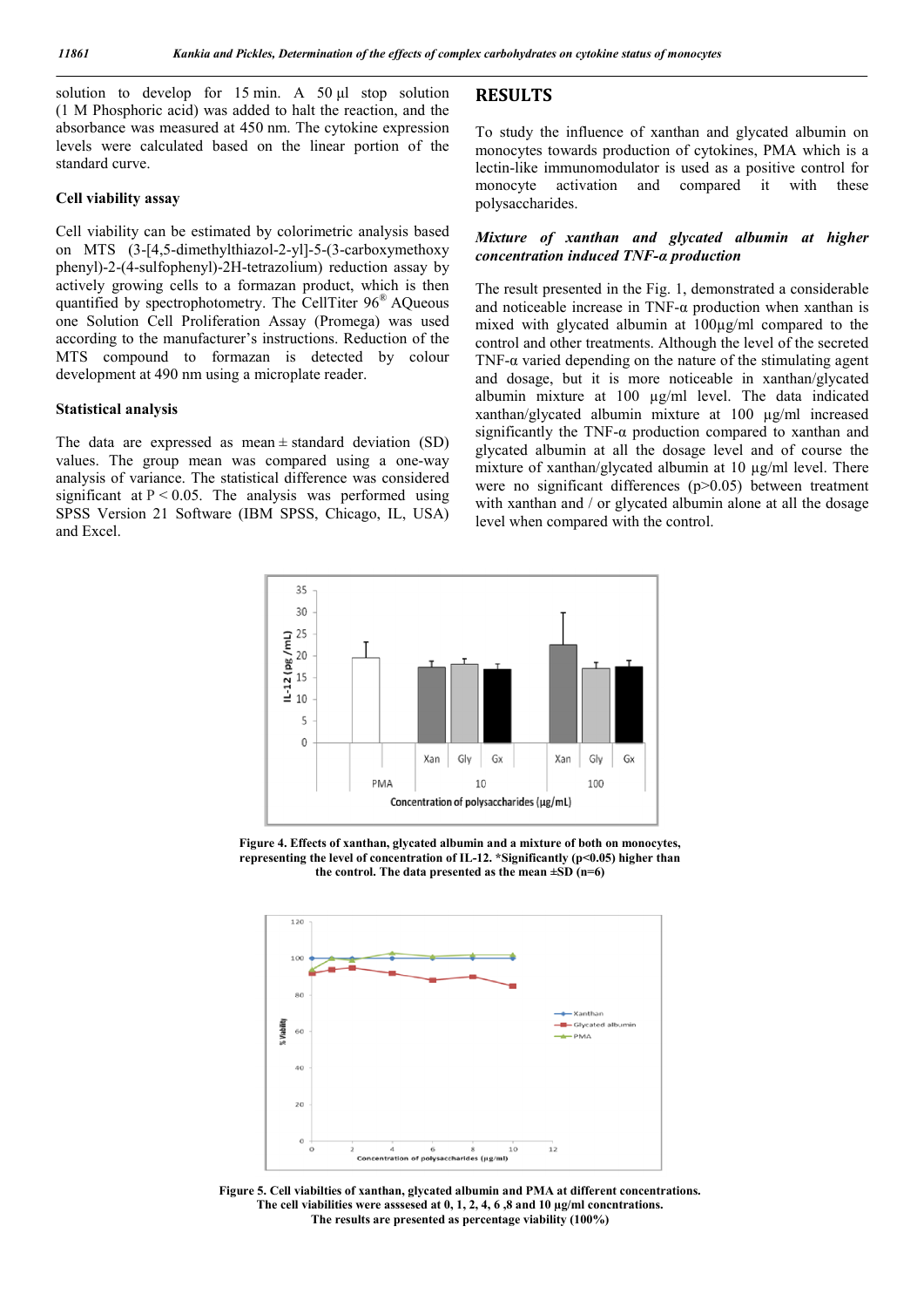solution to develop for 15 min. A 50 µl stop solution (1 M Phosphoric acid) was added to halt the reaction, and the absorbance was measured at 450 nm. The cytokine expression levels were calculated based on the linear portion of the standard curve.

### Cell viability assay

Cell viability can be estimated by colorimetric analysis based on MTS (3-[4,5-dimethylthiazol-2-yl]-5-(3-carboxymethoxy phenyl)-2-(4-sulfophenyl)-2H-tetrazolium) reduction assay by actively growing cells to a formazan product, which is then quantified by spectrophotometry. The CellTiter 96® AQueous one Solution Cell Proliferation Assay (Promega) was used according to the manufacturer's instructions. Reduction of the MTS compound to formazan is detected by colour development at 490 nm using a microplate reader.

### Statistical analysis

The data are expressed as mean ± standard deviation (SD) values. The group mean was compared using a one-way analysis of variance. The statistical difference was considered significant at $P < 0.05$. The analysis was performed using SPSS Version 21 Software (IBM SPSS, Chicago, IL, USA) and Excel.

## RESULTS

To study the influence of xanthan and glycated albumin on monocytes towards production of cytokines, PMA which is a lectin-like immunomodulator is used as a positive control for monocyte activation and compared it with these polysaccharides.

### *Mixture of xanthan and glycated albumin at higher concentration induced TNF-α production*

The result presented in the Fig. 1, demonstrated a considerable and noticeable increase in TNF-α production when xanthan is mixed with glycated albumin at 100µg/ml compared to the control and other treatments. Although the level of the secreted TNF-α varied depending on the nature of the stimulating agent and dosage, but it is more noticeable in xanthan/glycated albumin mixture at 100 µg/ml level. The data indicated xanthan/glycated albumin mixture at 100 µg/ml increased significantly the TNF-α production compared to xanthan and glycated albumin at all the dosage level and of course the mixture of xanthan/glycated albumin at 10 µg/ml level. There were no significant differences ($p>0.05$) between treatment with xanthan and / or glycated albumin alone at all the dosage level when compared with the control.

**Figure 4. Effects of xanthan, glycated albumin and a mixture of both on monocytes, representing the level of concentration of IL-12. \*Significantly ($p<0.05$) higher than the control. The data presented as the mean ±SD (n=6)**

**Figure 5. Cell viabilties of xanthan, glycated albumin and PMA at different concentrations. The cell viabilities were asssesed at 0, 1, 2, 4, 6 ,8 and 10 µg/ml concntrations. The results are presented as percentage viability (100%)**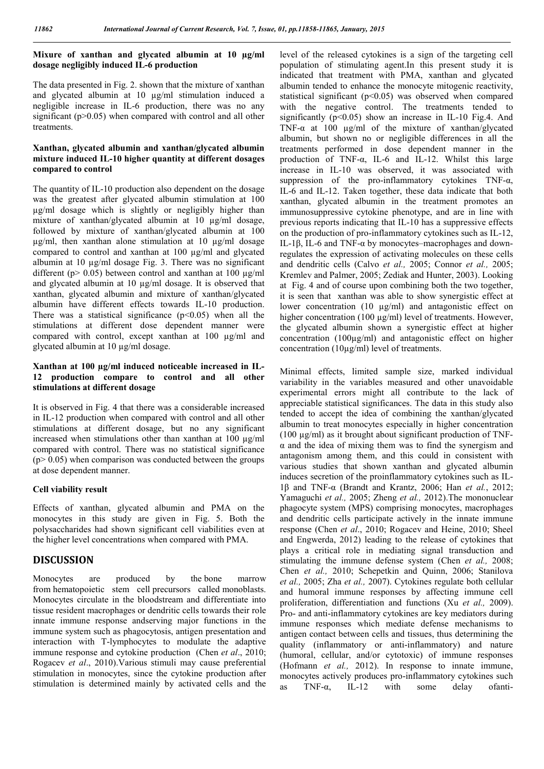### Mixure of xanthan and glycated albumin at 10 µg/ml dosage negligibly induced IL-6 production

The data presented in Fig. 2. shown that the mixture of xanthan and glycated albumin at 10 µg/ml stimulation induced a negligible increase in IL-6 production, there was no any significant ($p>0.05$) when compared with control and all other treatments.

### Xanthan, glycated albumin and xanthan/glycated albumin mixture induced IL-10 higher quantity at different dosages compared to control

The quantity of IL-10 production also dependent on the dosage was the greatest after glycated albumin stimulation at 100 µg/ml dosage which is slightly or negligibly higher than mixture of xanthan/glycated albumin at 10 µg/ml dosage, followed by mixture of xanthan/glycated albumin at 100 µg/ml, then xanthan alone stimulation at 10 µg/ml dosage compared to control and xanthan at 100 µg/ml and glycated albumin at 10 µg/ml dosage Fig. 3. There was no significant different ($p> 0.05$) between control and xanthan at 100 µg/ml and glycated albumin at 10 µg/ml dosage. It is observed that xanthan, glycated albumin and mixture of xanthan/glycated albumin have different effects towards IL-10 production. There was a statistical significance ($p<0.05$) when all the stimulations at different dose dependent manner were compared with control, except xanthan at 100 µg/ml and glycated albumin at 10 µg/ml dosage.

### Xanthan at 100 µg/ml induced noticeable increased in IL-12 production compare to control and all other stimulations at different dosage

It is observed in Fig. 4 that there was a considerable increased in IL-12 production when compared with control and all other stimulations at different dosage, but no any significant increased when stimulations other than xanthan at 100 µg/ml compared with control. There was no statistical significance ($p> 0.05$) when comparison was conducted between the groups at dose dependent manner.

### Cell viability result

Effects of xanthan, glycated albumin and PMA on the monocytes in this study are given in Fig. 5. Both the polysaccharides had shown significant cell viabilities even at the higher level concentrations when compared with PMA.

## DISCUSSION

Monocytes are produced by the bone marrow from hematopoietic stem cell precursors called monoblasts. Monocytes circulate in the bloodstream and differentiate into tissue resident macrophages or dendritic cells towards their role innate immune response andserving major functions in the immune system such as phagocytosis, antigen presentation and interaction with T-lymphocytes to modulate the adaptive immune response and cytokine production (Chen *et al*., 2010; Rogacev *et al*., 2010).Various stimuli may cause preferential stimulation in monocytes, since the cytokine production after stimulation is determined mainly by activated cells and the level of the released cytokines is a sign of the targeting cell population of stimulating agent.In this present study it is indicated that treatment with PMA, xanthan and glycated albumin tended to enhance the monocyte mitogenic reactivity, statistical significant ($p<0.05$) was observed when compared with the negative control. The treatments tended to significantly ($p<0.05$) show an increase in IL-10 Fig.4. And TNF-α at 100 µg/ml of the mixture of xanthan/glycated albumin, but shown no or negligible differences in all the treatments performed in dose dependent manner in the production of TNF-α, IL-6 and IL-12. Whilst this large increase in IL-10 was observed, it was associated with suppression of the pro-inflammatory cytokines TNF-α, IL-6 and IL-12. Taken together, these data indicate that both xanthan, glycated albumin in the treatment promotes an immunosuppressive cytokine phenotype, and are in line with previous reports indicating that IL-10 has a suppressive effects on the production of pro-inflammatory cytokines such as IL-12, IL-1β, IL-6 and TNF-α by monocytes–macrophages and down-regulates the expression of activating molecules on these cells and dendritic cells (Calvo *et al.,* 2005; Connor *et al.,* 2005; Kremlev and Palmer, 2005; Zediak and Hunter, 2003). Looking at Fig. 4 and of course upon combining both the two together, it is seen that xanthan was able to show synergistic effect at lower concentration (10 µg/ml) and antagonistic effect on higher concentration (100 µg/ml) level of treatments. However, the glycated albumin shown a synergistic effect at higher concentration (100µg/ml) and antagonistic effect on higher concentration (10µg/ml) level of treatments.

Minimal effects, limited sample size, marked individual variability in the variables measured and other unavoidable experimental errors might all contribute to the lack of appreciable statistical significances. The data in this study also tended to accept the idea of combining the xanthan/glycated albumin to treat monocytes especially in higher concentration (100 µg/ml) as it brought about significant production of TNF-α and the idea of mixing them was to find the synergism and antagonism among them, and this could in consistent with various studies that shown xanthan and glycated albumin induces secretion of the proinflammatory cytokines such as IL-1β and TNF-α (Brandt and Krantz, 2006; Han *et al.*, 2012; Yamaguchi *et al.,* 2005; Zheng *et al.,* 2012).The mononuclear phagocyte system (MPS) comprising monocytes, macrophages and dendritic cells participate actively in the innate immune response (Chen *et al*., 2010; Rogacev and Heine, 2010; Sheel and Engwerda, 2012) leading to the release of cytokines that plays a critical role in mediating signal transduction and stimulating the immune defense system (Chen *et al.,* 2008; Chen *et al.,* 2010; Schepetkin and Quinn, 2006; Stanilova *et al.,* 2005; Zha *et al.,* 2007). Cytokines regulate both cellular and humoral immune responses by affecting immune cell proliferation, differentiation and functions (Xu *et al.,* 2009). Pro- and anti-inflammatory cytokines are key mediators during immune responses which mediate defense mechanisms to antigen contact between cells and tissues, thus determining the quality (inflammatory or anti-inflammatory) and nature (humoral, cellular, and/or cytotoxic) of immune responses (Hofmann *et al.,* 2012). In response to innate immune, monocytes actively produces pro-inflammatory cytokines such as TNF-α, IL-12 with some delay ofanti-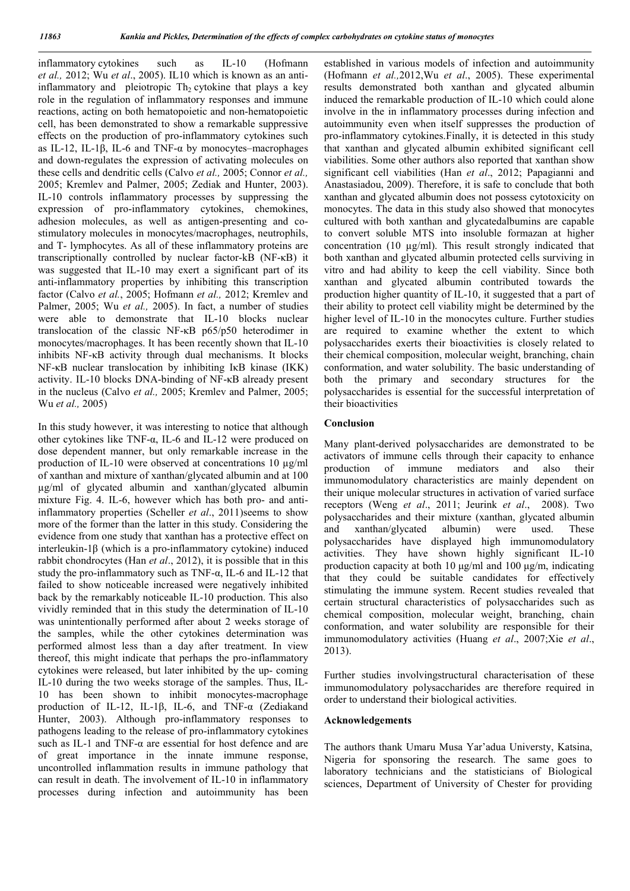inflammatory cytokines such as IL-10 (Hofmann *et al.,* 2012; Wu *et al*., 2005). IL10 which is known as an anti-inflammatory and pleiotropic $Th_2$ cytokine that plays a key role in the regulation of inflammatory responses and immune reactions, acting on both hematopoietic and non-hematopoietic cell, has been demonstrated to show a remarkable suppressive effects on the production of pro-inflammatory cytokines such as IL-12, IL-1β, IL-6 and TNF-α by monocytes–macrophages and down-regulates the expression of activating molecules on these cells and dendritic cells (Calvo *et al.,* 2005; Connor *et al.,* 2005; Kremlev and Palmer, 2005; Zediak and Hunter, 2003). IL-10 controls inflammatory processes by suppressing the expression of pro-inflammatory cytokines, chemokines, adhesion molecules, as well as antigen-presenting and co-stimulatory molecules in monocytes/macrophages, neutrophils, and T- lymphocytes. As all of these inflammatory proteins are transcriptionally controlled by nuclear factor-kB (NF-κB) it was suggested that IL-10 may exert a significant part of its anti-inflammatory properties by inhibiting this transcription factor (Calvo *et al.*, 2005; Hofmann *et al.,* 2012; Kremlev and Palmer, 2005; Wu *et al.,* 2005). In fact, a number of studies were able to demonstrate that IL-10 blocks nuclear translocation of the classic NF-κB p65/p50 heterodimer in monocytes/macrophages. It has been recently shown that IL-10 inhibits NF-κB activity through dual mechanisms. It blocks NF-κB nuclear translocation by inhibiting IκB kinase (IKK) activity. IL-10 blocks DNA-binding of NF-κB already present in the nucleus (Calvo *et al.,* 2005; Kremlev and Palmer, 2005; Wu *et al.,* 2005)

In this study however, it was interesting to notice that although other cytokines like TNF-α, IL-6 and IL-12 were produced on dose dependent manner, but only remarkable increase in the production of IL-10 were observed at concentrations 10 µg/ml of xanthan and mixture of xanthan/glycated albumin and at 100 µg/ml of glycated albumin and xanthan/glycated albumin mixture Fig. 4. IL-6, however which has both pro- and anti-inflammatory properties (Scheller *et al*., 2011)seems to show more of the former than the latter in this study. Considering the evidence from one study that xanthan has a protective effect on interleukin-1β (which is a pro-inflammatory cytokine) induced rabbit chondrocytes (Han *et al*., 2012), it is possible that in this study the pro-inflammatory such as TNF-α, IL-6 and IL-12 that failed to show noticeable increased were negatively inhibited back by the remarkably noticeable IL-10 production. This also vividly reminded that in this study the determination of IL-10 was unintentionally performed after about 2 weeks storage of the samples, while the other cytokines determination was performed almost less than a day after treatment. In view thereof, this might indicate that perhaps the pro-inflammatory cytokines were released, but later inhibited by the up- coming IL-10 during the two weeks storage of the samples. Thus, IL-10 has been shown to inhibit monocytes-macrophage production of IL-12, IL-1β, IL-6, and TNF-α (Zediakand Hunter, 2003). Although pro-inflammatory responses to pathogens leading to the release of pro-inflammatory cytokines such as IL-1 and TNF-α are essential for host defence and are of great importance in the innate immune response, uncontrolled inflammation results in immune pathology that can result in death. The involvement of IL-10 in inflammatory processes during infection and autoimmunity has been established in various models of infection and autoimmunity (Hofmann *et al.,*2012,Wu *et al*., 2005). These experimental results demonstrated both xanthan and glycated albumin induced the remarkable production of IL-10 which could alone involve in the in inflammatory processes during infection and autoimmunity even when itself suppresses the production of pro-inflammatory cytokines.Finally, it is detected in this study that xanthan and glycated albumin exhibited significant cell viabilities. Some other authors also reported that xanthan show significant cell viabilities (Han *et al*., 2012; Papagianni and Anastasiadou, 2009). Therefore, it is safe to conclude that both xanthan and glycated albumin does not possess cytotoxicity on monocytes. The data in this study also showed that monocytes cultured with both xanthan and glycatedalbumins are capable to convert soluble MTS into insoluble formazan at higher concentration (10 µg/ml). This result strongly indicated that both xanthan and glycated albumin protected cells surviving in vitro and had ability to keep the cell viability. Since both xanthan and glycated albumin contributed towards the production higher quantity of IL-10, it suggested that a part of their ability to protect cell viability might be determined by the higher level of IL-10 in the monocytes culture. Further studies are required to examine whether the extent to which polysaccharides exerts their bioactivities is closely related to their chemical composition, molecular weight, branching, chain conformation, and water solubility. The basic understanding of both the primary and secondary structures for the polysaccharides is essential for the successful interpretation of their bioactivities

## Conclusion

Many plant-derived polysaccharides are demonstrated to be activators of immune cells through their capacity to enhance production of immune mediators and also their immunomodulatory characteristics are mainly dependent on their unique molecular structures in activation of varied surface receptors (Weng *et al*., 2011; Jeurink *et al*., 2008). Two polysaccharides and their mixture (xanthan, glycated albumin and xanthan/glycated albumin) were used. These polysaccharides have displayed high immunomodulatory activities. They have shown highly significant IL-10 production capacity at both 10 µg/ml and 100 µg/m, indicating that they could be suitable candidates for effectively stimulating the immune system. Recent studies revealed that certain structural characteristics of polysaccharides such as chemical composition, molecular weight, branching, chain conformation, and water solubility are responsible for their immunomodulatory activities (Huang *et al*., 2007;Xie *et al*., 2013).

Further studies involvingstructural characterisation of these immunomodulatory polysaccharides are therefore required in order to understand their biological activities.

## Acknowledgements

The authors thank Umaru Musa Yar'adua Universty, Katsina, Nigeria for sponsoring the research. The same goes to laboratory technicians and the statisticians of Biological sciences, Department of University of Chester for providing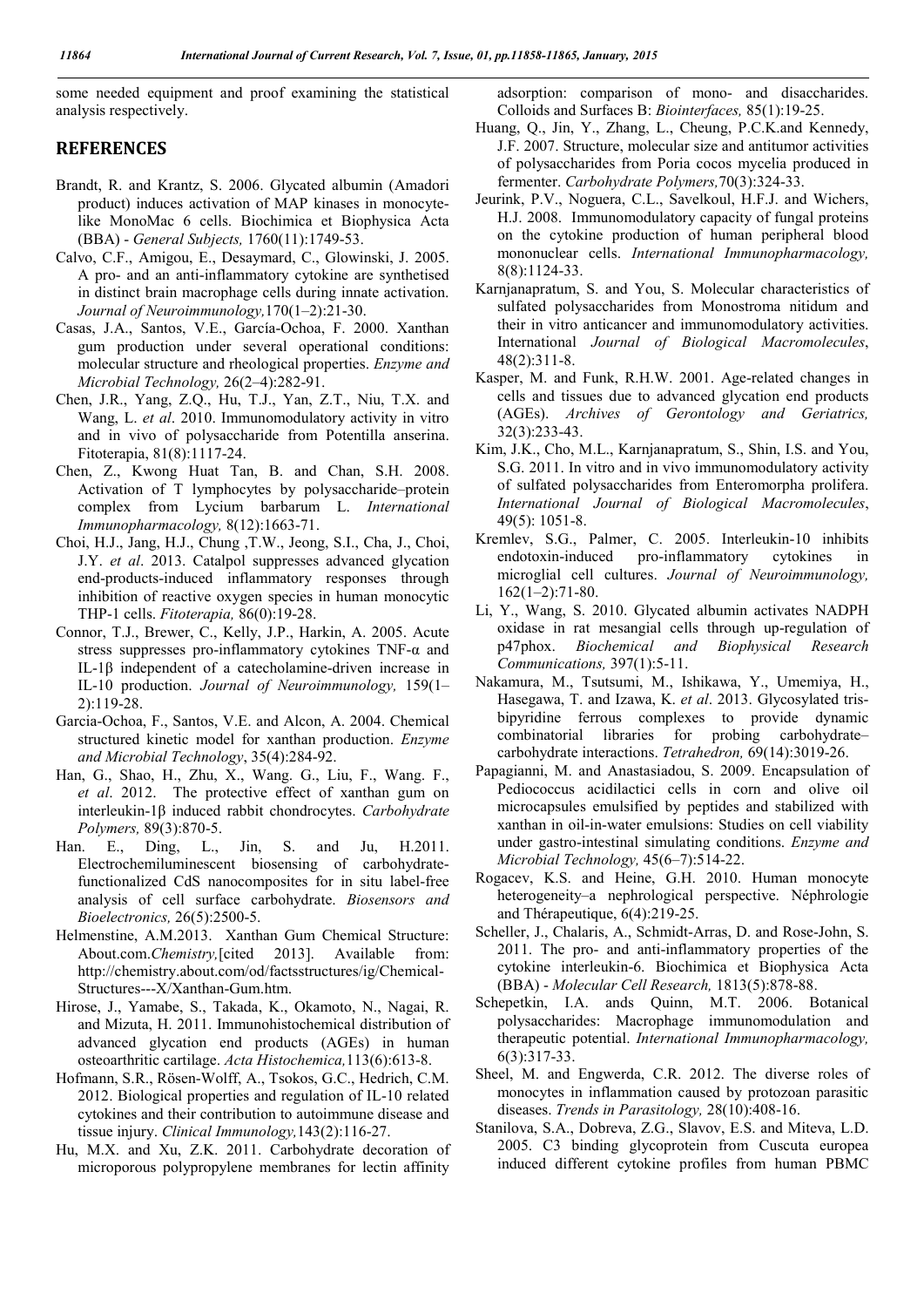some needed equipment and proof examining the statistical analysis respectively.

## REFERENCES

Brandt, R. and Krantz, S. 2006. Glycated albumin (Amadori product) induces activation of MAP kinases in monocyte-like MonoMac 6 cells. Biochimica et Biophysica Acta (BBA) - *General Subjects,* 1760(11):1749-53.

Calvo, C.F., Amigou, E., Desaymard, C., Glowinski, J. 2005. A pro- and an anti-inflammatory cytokine are synthetised in distinct brain macrophage cells during innate activation. *Journal of Neuroimmunology,*170(1–2):21-30.

Casas, J.A., Santos, V.E., García-Ochoa, F. 2000. Xanthan gum production under several operational conditions: molecular structure and rheological properties. *Enzyme and Microbial Technology,* 26(2–4):282-91.

Chen, J.R., Yang, Z.Q., Hu, T.J., Yan, Z.T., Niu, T.X. and Wang, L. *et al*. 2010. Immunomodulatory activity in vitro and in vivo of polysaccharide from Potentilla anserina. Fitoterapia, 81(8):1117-24.

Chen, Z., Kwong Huat Tan, B. and Chan, S.H. 2008. Activation of T lymphocytes by polysaccharide–protein complex from Lycium barbarum L. *International Immunopharmacology,* 8(12):1663-71.

Choi, H.J., Jang, H.J., Chung ,T.W., Jeong, S.I., Cha, J., Choi, J.Y. *et al*. 2013. Catalpol suppresses advanced glycation end-products-induced inflammatory responses through inhibition of reactive oxygen species in human monocytic THP-1 cells. *Fitoterapia,* 86(0):19-28.

Connor, T.J., Brewer, C., Kelly, J.P., Harkin, A. 2005. Acute stress suppresses pro-inflammatory cytokines TNF-α and IL-1β independent of a catecholamine-driven increase in IL-10 production. *Journal of Neuroimmunology,* 159(1–2):119-28.

Garcia-Ochoa, F., Santos, V.E. and Alcon, A. 2004. Chemical structured kinetic model for xanthan production. *Enzyme and Microbial Technology*, 35(4):284-92.

Han, G., Shao, H., Zhu, X., Wang. G., Liu, F., Wang. F., *et al*. 2012. The protective effect of xanthan gum on interleukin-1β induced rabbit chondrocytes. *Carbohydrate Polymers,* 89(3):870-5.

Han. E., Ding, L., Jin, S. and Ju, H.2011. Electrochemiluminescent biosensing of carbohydrate-functionalized CdS nanocomposites for in situ label-free analysis of cell surface carbohydrate. *Biosensors and Bioelectronics,* 26(5):2500-5.

Helmenstine, A.M.2013. Xanthan Gum Chemical Structure: About.com.*Chemistry,*[cited 2013]. Available from: http://chemistry.about.com/od/factsstructures/ig/Chemical-Structures---X/Xanthan-Gum.htm.

Hirose, J., Yamabe, S., Takada, K., Okamoto, N., Nagai, R. and Mizuta, H. 2011. Immunohistochemical distribution of advanced glycation end products (AGEs) in human osteoarthritic cartilage. *Acta Histochemica,*113(6):613-8.

Hofmann, S.R., Rösen-Wolff, A., Tsokos, G.C., Hedrich, C.M. 2012. Biological properties and regulation of IL-10 related cytokines and their contribution to autoimmune disease and tissue injury. *Clinical Immunology,*143(2):116-27.

Hu, M.X. and Xu, Z.K. 2011. Carbohydrate decoration of microporous polypropylene membranes for lectin affinity adsorption: comparison of mono- and disaccharides. Colloids and Surfaces B: *Biointerfaces,* 85(1):19-25.

Huang, Q., Jin, Y., Zhang, L., Cheung, P.C.K.and Kennedy, J.F. 2007. Structure, molecular size and antitumor activities of polysaccharides from Poria cocos mycelia produced in fermenter. *Carbohydrate Polymers,*70(3):324-33.

Jeurink, P.V., Noguera, C.L., Savelkoul, H.F.J. and Wichers, H.J. 2008. Immunomodulatory capacity of fungal proteins on the cytokine production of human peripheral blood mononuclear cells. *International Immunopharmacology,* 8(8):1124-33.

Karnjanapratum, S. and You, S. Molecular characteristics of sulfated polysaccharides from Monostroma nitidum and their in vitro anticancer and immunomodulatory activities. International *Journal of Biological Macromolecules*, 48(2):311-8.

Kasper, M. and Funk, R.H.W. 2001. Age-related changes in cells and tissues due to advanced glycation end products (AGEs). *Archives of Gerontology and Geriatrics,* 32(3):233-43.

Kim, J.K., Cho, M.L., Karnjanapratum, S., Shin, I.S. and You, S.G. 2011. In vitro and in vivo immunomodulatory activity of sulfated polysaccharides from Enteromorpha prolifera. *International Journal of Biological Macromolecules*, 49(5): 1051-8.

Kremlev, S.G., Palmer, C. 2005. Interleukin-10 inhibits endotoxin-induced pro-inflammatory cytokines in microglial cell cultures. *Journal of Neuroimmunology,* 162(1–2):71-80.

Li, Y., Wang, S. 2010. Glycated albumin activates NADPH oxidase in rat mesangial cells through up-regulation of p47phox. *Biochemical and Biophysical Research Communications,* 397(1):5-11.

Nakamura, M., Tsutsumi, M., Ishikawa, Y., Umemiya, H., Hasegawa, T. and Izawa, K. *et al*. 2013. Glycosylated tris-bipyridine ferrous complexes to provide dynamic combinatorial libraries for probing carbohydrate–carbohydrate interactions. *Tetrahedron,* 69(14):3019-26.

Papagianni, M. and Anastasiadou, S. 2009. Encapsulation of Pediococcus acidilactici cells in corn and olive oil microcapsules emulsified by peptides and stabilized with xanthan in oil-in-water emulsions: Studies on cell viability under gastro-intestinal simulating conditions. *Enzyme and Microbial Technology,* 45(6–7):514-22.

Rogacev, K.S. and Heine, G.H. 2010. Human monocyte heterogeneity–a nephrological perspective. Néphrologie and Thérapeutique, 6(4):219-25.

Scheller, J., Chalaris, A., Schmidt-Arras, D. and Rose-John, S. 2011. The pro- and anti-inflammatory properties of the cytokine interleukin-6. Biochimica et Biophysica Acta (BBA) - *Molecular Cell Research,* 1813(5):878-88.

Schepetkin, I.A. ands Quinn, M.T. 2006. Botanical polysaccharides: Macrophage immunomodulation and therapeutic potential. *International Immunopharmacology,* 6(3):317-33.

Sheel, M. and Engwerda, C.R. 2012. The diverse roles of monocytes in inflammation caused by protozoan parasitic diseases. *Trends in Parasitology,* 28(10):408-16.

Stanilova, S.A., Dobreva, Z.G., Slavov, E.S. and Miteva, L.D. 2005. C3 binding glycoprotein from Cuscuta europea induced different cytokine profiles from human PBMC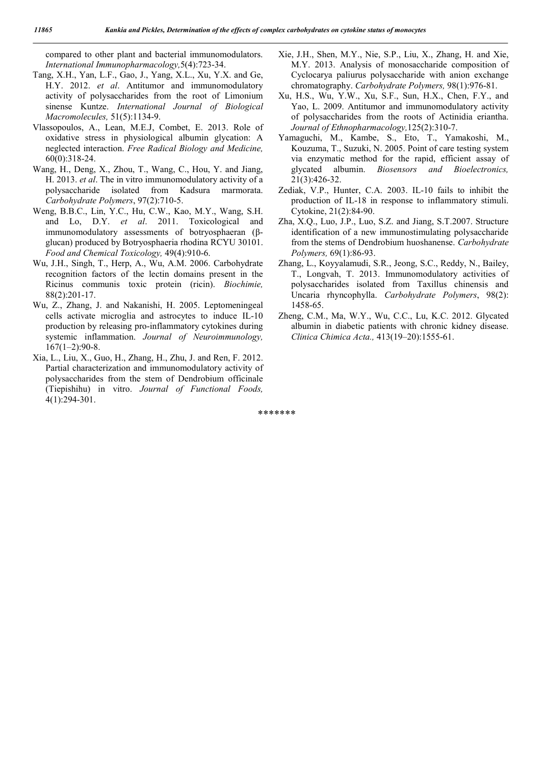compared to other plant and bacterial immunomodulators. *International Immunopharmacology,*5(4):723-34.

Tang, X.H., Yan, L.F., Gao, J., Yang, X.L., Xu, Y.X. and Ge, H.Y. 2012. *et al*. Antitumor and immunomodulatory activity of polysaccharides from the root of Limonium sinense Kuntze. *International Journal of Biological Macromolecules,* 51(5):1134-9.

Vlassopoulos, A., Lean, M.E.J, Combet, E. 2013. Role of oxidative stress in physiological albumin glycation: A neglected interaction. *Free Radical Biology and Medicine,* 60(0):318-24.

Wang, H., Deng, X., Zhou, T., Wang, C., Hou, Y. and Jiang, H. 2013. *et al*. The in vitro immunomodulatory activity of a polysaccharide isolated from Kadsura marmorata. *Carbohydrate Polymers*, 97(2):710-5.

Weng, B.B.C., Lin, Y.C., Hu, C.W., Kao, M.Y., Wang, S.H. and Lo, D.Y. *et al*. 2011. Toxicological and immunomodulatory assessments of botryosphaeran (β-glucan) produced by Botryosphaeria rhodina RCYU 30101. *Food and Chemical Toxicology,* 49(4):910-6.

Wu, J.H., Singh, T., Herp, A., Wu, A.M. 2006. Carbohydrate recognition factors of the lectin domains present in the Ricinus communis toxic protein (ricin). *Biochimie,* 88(2):201-17.

Wu, Z., Zhang, J. and Nakanishi, H. 2005. Leptomeningeal cells activate microglia and astrocytes to induce IL-10 production by releasing pro-inflammatory cytokines during systemic inflammation. *Journal of Neuroimmunology,* 167(1–2):90-8.

Xia, L., Liu, X., Guo, H., Zhang, H., Zhu, J. and Ren, F. 2012. Partial characterization and immunomodulatory activity of polysaccharides from the stem of Dendrobium officinale (Tiepishihu) in vitro. *Journal of Functional Foods,* 4(1):294-301.

Xie, J.H., Shen, M.Y., Nie, S.P., Liu, X., Zhang, H. and Xie, M.Y. 2013. Analysis of monosaccharide composition of Cyclocarya paliurus polysaccharide with anion exchange chromatography. *Carbohydrate Polymers,* 98(1):976-81.

Xu, H.S., Wu, Y.W., Xu, S.F., Sun, H.X., Chen, F.Y., and Yao, L. 2009. Antitumor and immunomodulatory activity of polysaccharides from the roots of Actinidia eriantha. *Journal of Ethnopharmacology,*125(2):310-7.

Yamaguchi, M., Kambe, S., Eto, T., Yamakoshi, M., Kouzuma, T., Suzuki, N. 2005. Point of care testing system via enzymatic method for the rapid, efficient assay of glycated albumin. *Biosensors and Bioelectronics,* 21(3):426-32.

Zediak, V.P., Hunter, C.A. 2003. IL-10 fails to inhibit the production of IL-18 in response to inflammatory stimuli. Cytokine, 21(2):84-90.

Zha, X.Q., Luo, J.P., Luo, S.Z. and Jiang, S.T.2007. Structure identification of a new immunostimulating polysaccharide from the stems of Dendrobium huoshanense. *Carbohydrate Polymers,* 69(1):86-93.

Zhang, L., Koyyalamudi, S.R., Jeong, S.C., Reddy, N., Bailey, T., Longvah, T. 2013. Immunomodulatory activities of polysaccharides isolated from Taxillus chinensis and Uncaria rhyncophylla. *Carbohydrate Polymers*, 98(2): 1458-65.

Zheng, C.M., Ma, W.Y., Wu, C.C., Lu, K.C. 2012. Glycated albumin in diabetic patients with chronic kidney disease. *Clinica Chimica Acta.,* 413(19–20):1555-61.

*******